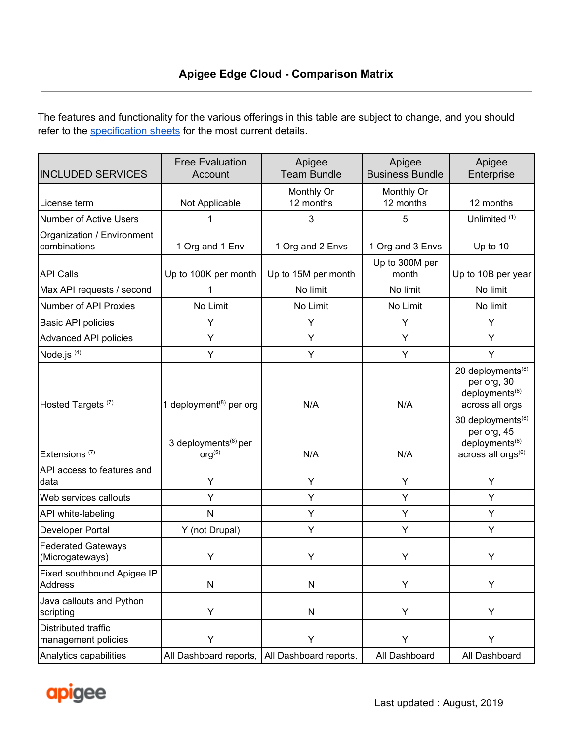# Apigee Edge Cloud - Comparison Matrix

The features and functionality for the various offerings in this table are subject to change, and you should refer to the specification sheets for the most current details.

| INCLUDED SERVICES | Free Evaluation Account | Apigee Team Bundle | Apigee Business Bundle | Apigee Enterprise |
|---|---|---|---|---|
| License term | Not Applicable | Monthly Or 12 months | Monthly Or 12 months | 12 months |
| Number of Active Users | 1 | 3 | 5 | Unlimited [1] |
| Organization / Environment combinations | 1 Org and 1 Env | 1 Org and 2 Envs | 1 Org and 3 Envs | Up to 10 |
| API Calls | Up to 100K per month | Up to 15M per month | Up to 300M per month | Up to 10B per year |
| Max API requests / second | 1 | No limit | No limit | No limit |
| Number of API Proxies | No Limit | No Limit | No Limit | No limit |
| Basic API policies | Y | Y | Y | Y |
| Advanced API policies | Y | Y | Y | Y |
| Node.js [4] | Y | Y | Y | Y |
| Hosted Targets [7] | 1 deployment[8] per org | N/A | N/A | 20 deployments[8] per org, 30 deployments[8] across all orgs |
| Extensions [7] | 3 deployments[8] per org[5] | N/A | N/A | 30 deployments[8] per org, 45 deployments[8] across all orgs[6] |
| API access to features and data | Y | Y | Y | Y |
| Web services callouts | Y | Y | Y | Y |
| API white-labeling | N | Y | Y | Y |
| Developer Portal | Y (not Drupal) | Y | Y | Y |
| Federated Gateways (Microgateways) | Y | Y | Y | Y |
| Fixed southbound Apigee IP Address | N | N | Y | Y |
| Java callouts and Python scripting | Y | N | Y | Y |
| Distributed traffic management policies | Y | Y | Y | Y |
| Analytics capabilities | All Dashboard reports, | All Dashboard reports, | All Dashboard | All Dashboard |

Last updated : August, 2019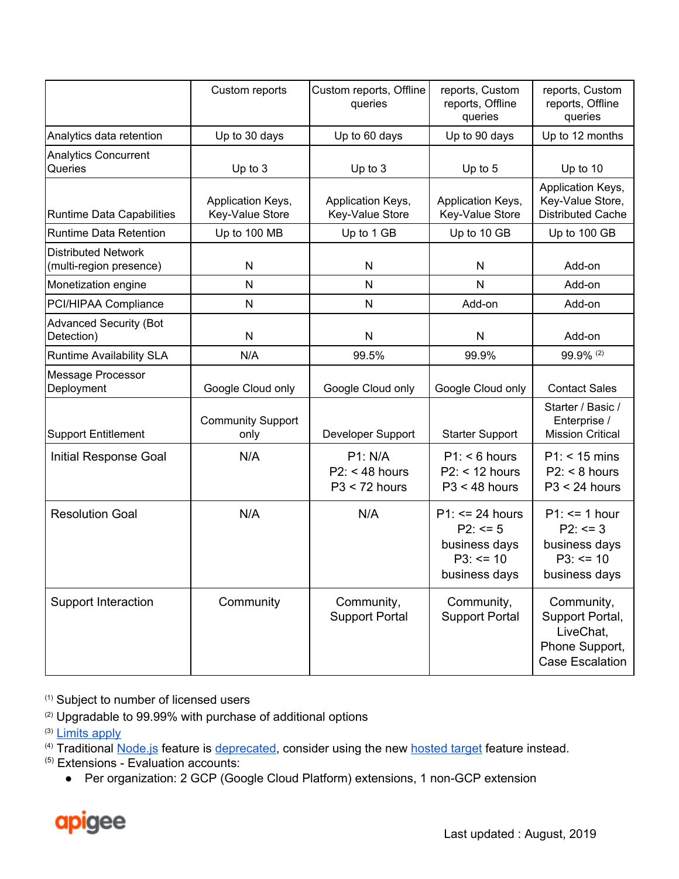| | Custom reports | Custom reports, Offline queries | reports, Custom reports, Offline queries | reports, Custom reports, Offline queries |
|---|---|---|---|---|
| Analytics data retention | Up to 30 days | Up to 60 days | Up to 90 days | Up to 12 months |
| Analytics Concurrent Queries | Up to 3 | Up to 3 | Up to 5 | Up to 10 |
| Runtime Data Capabilities | Application Keys, Key-Value Store | Application Keys, Key-Value Store | Application Keys, Key-Value Store | Application Keys, Key-Value Store, Distributed Cache |
| Runtime Data Retention | Up to 100 MB | Up to 1 GB | Up to 10 GB | Up to 100 GB |
| Distributed Network (multi-region presence) | N | N | N | Add-on |
| Monetization engine | N | N | N | Add-on |
| PCI/HIPAA Compliance | N | N | Add-on | Add-on |
| Advanced Security (Bot Detection) | N | N | N | Add-on |
| Runtime Availability SLA | N/A | 99.5% | 99.9% | 99.9% [2] |
| Message Processor Deployment | Google Cloud only | Google Cloud only | Google Cloud only | Contact Sales |
| Support Entitlement | Community Support only | Developer Support | Starter Support | Starter / Basic / Enterprise / Mission Critical |
| Initial Response Goal | N/A | P1: N/A<br>P2: < 48 hours<br>P3 < 72 hours | P1: < 6 hours<br>P2: < 12 hours<br>P3 < 48 hours | P1: < 15 mins<br>P2: < 8 hours<br>P3 < 24 hours |
| Resolution Goal | N/A | N/A | P1: <= 24 hours<br>P2: <= 5 business days<br>P3: <= 10 business days | P1: <= 1 hour<br>P2: <= 3 business days<br>P3: <= 10 business days |
| Support Interaction | Community | Community, Support Portal | Community, Support Portal | Community, Support Portal, LiveChat, Phone Support, Case Escalation |

[1] Subject to number of licensed users

[2] Upgradable to 99.99% with purchase of additional options

[3] Limits apply

[4] Traditional Node.js feature is deprecated, consider using the new hosted target feature instead.

[5] Extensions - Evaluation accounts:

- Per organization: 2 GCP (Google Cloud Platform) extensions, 1 non-GCP extension

apigee

Last updated : August, 2019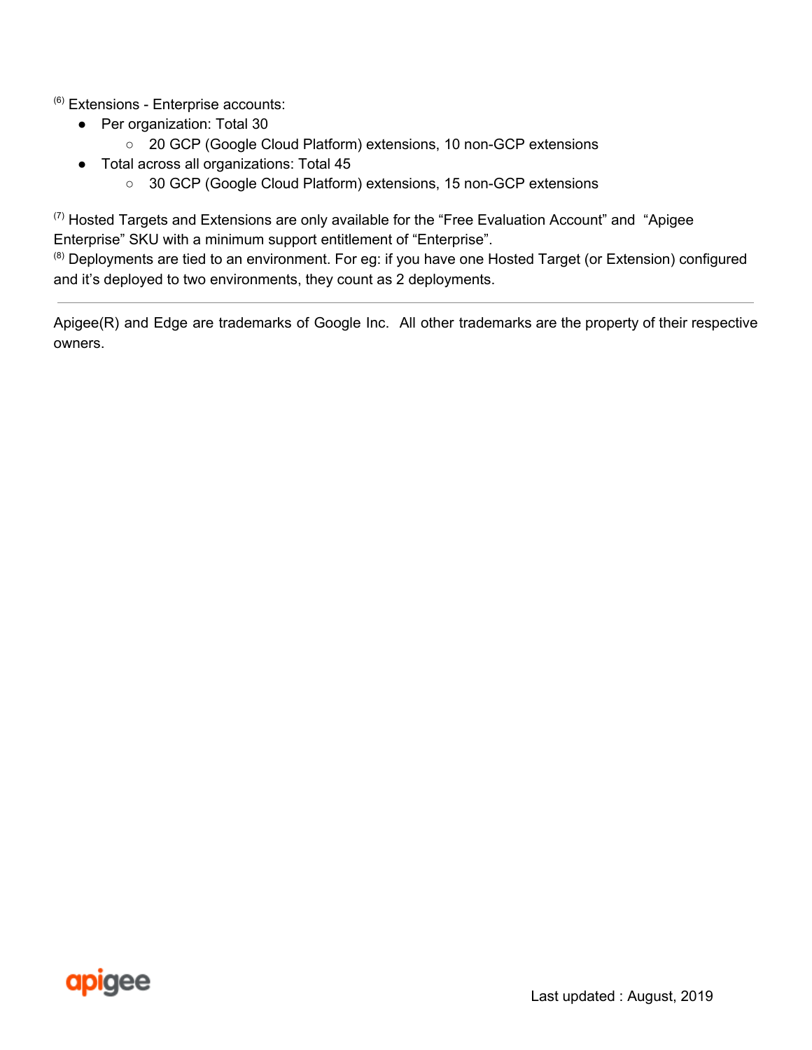[6] Extensions - Enterprise accounts:

- Per organization: Total 30
  - 20 GCP (Google Cloud Platform) extensions, 10 non-GCP extensions
- Total across all organizations: Total 45
  - 30 GCP (Google Cloud Platform) extensions, 15 non-GCP extensions

[7] Hosted Targets and Extensions are only available for the "Free Evaluation Account" and "Apigee Enterprise" SKU with a minimum support entitlement of "Enterprise".
[8] Deployments are tied to an environment. For eg: if you have one Hosted Target (or Extension) configured and it's deployed to two environments, they count as 2 deployments.

---

Apigee(R) and Edge are trademarks of Google Inc. All other trademarks are the property of their respective owners.

Last updated : August, 2019